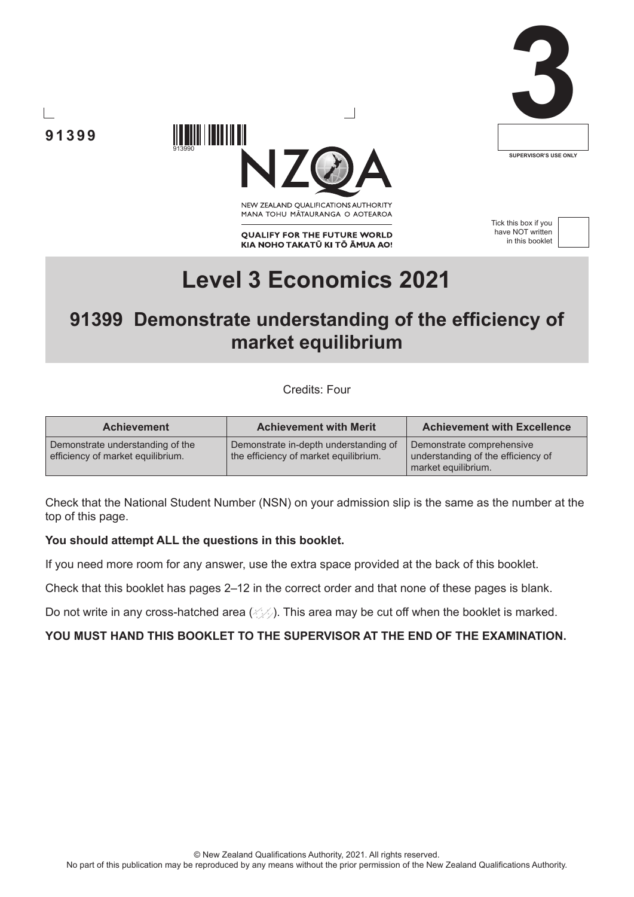91399

3

SUPERVISOR'S USE ONLY

NEW ZEALAND QUALIFICATIONS AUTHORITY
MANA TOHU MĀTAURANGA O AOTEAROA

QUALIFY FOR THE FUTURE WORLD
KIA NOHO TAKATŪ KI TŌ ĀMUA AO!

Tick this box if you have NOT written in this booklet

# Level 3 Economics 2021

## 91399 Demonstrate understanding of the efficiency of market equilibrium

Credits: Four

| Achievement | Achievement with Merit | Achievement with Excellence |
|---|---|---|
| Demonstrate understanding of the efficiency of market equilibrium. | Demonstrate in-depth understanding of the efficiency of market equilibrium. | Demonstrate comprehensive understanding of the efficiency of market equilibrium. |

Check that the National Student Number (NSN) on your admission slip is the same as the number at the top of this page.

**You should attempt ALL the questions in this booklet.**

If you need more room for any answer, use the extra space provided at the back of this booklet.

Check that this booklet has pages 2–12 in the correct order and that none of these pages is blank.

Do not write in any cross-hatched area. This area may be cut off when the booklet is marked.

**YOU MUST HAND THIS BOOKLET TO THE SUPERVISOR AT THE END OF THE EXAMINATION.**

© New Zealand Qualifications Authority, 2021. All rights reserved.
No part of this publication may be reproduced by any means without the prior permission of the New Zealand Qualifications Authority.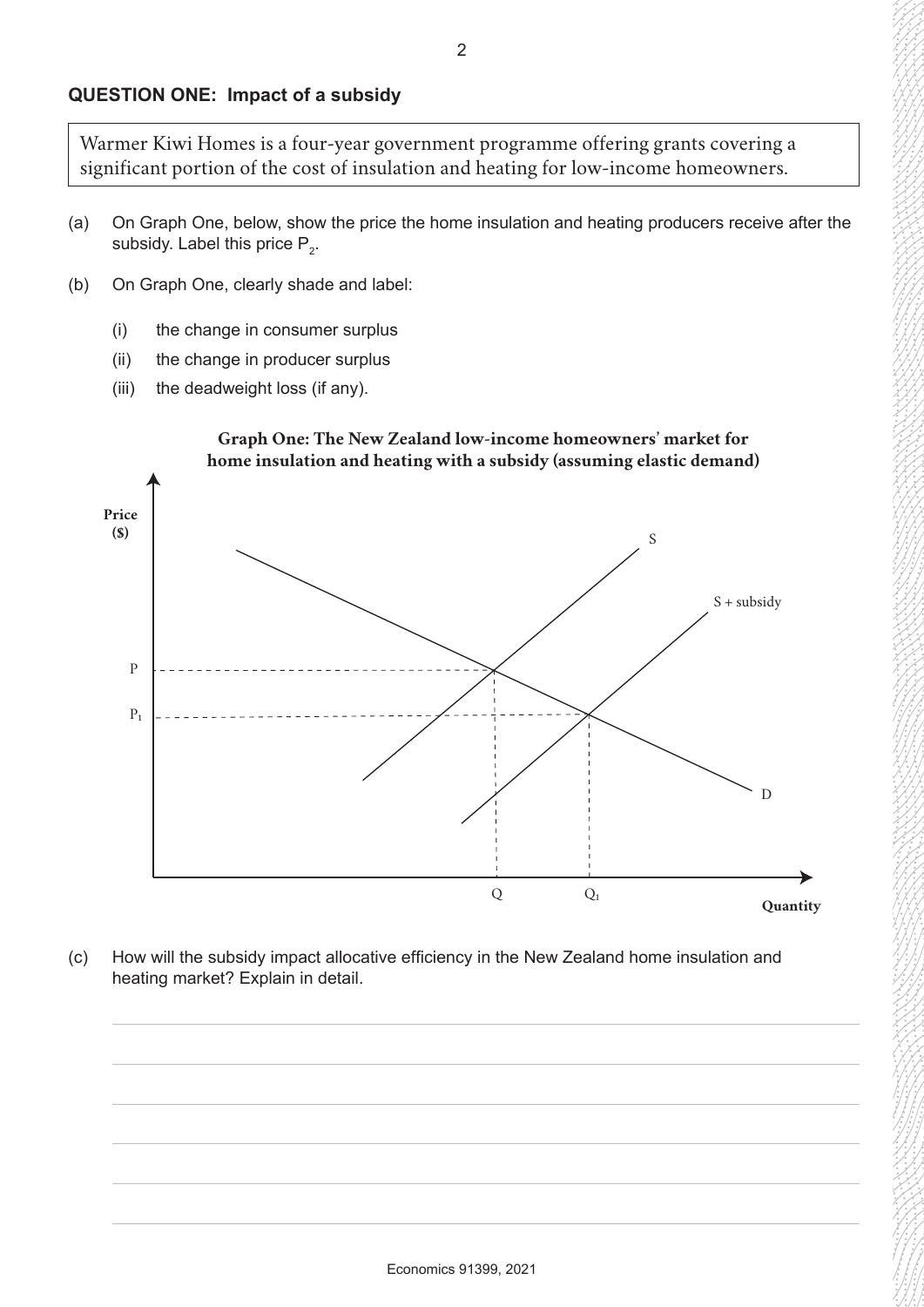## QUESTION ONE: Impact of a subsidy

Warmer Kiwi Homes is a four-year government programme offering grants covering a significant portion of the cost of insulation and heating for low-income homeowners.

(a) On Graph One, below, show the price the home insulation and heating producers receive after the subsidy. Label this price $P_2$.

(b) On Graph One, clearly shade and label:

(i) the change in consumer surplus

(ii) the change in producer surplus

(iii) the deadweight loss (if any).

**Graph One: The New Zealand low-income homeowners' market for home insulation and heating with a subsidy (assuming elastic demand)**

(c) How will the subsidy impact allocative efficiency in the New Zealand home insulation and heating market? Explain in detail.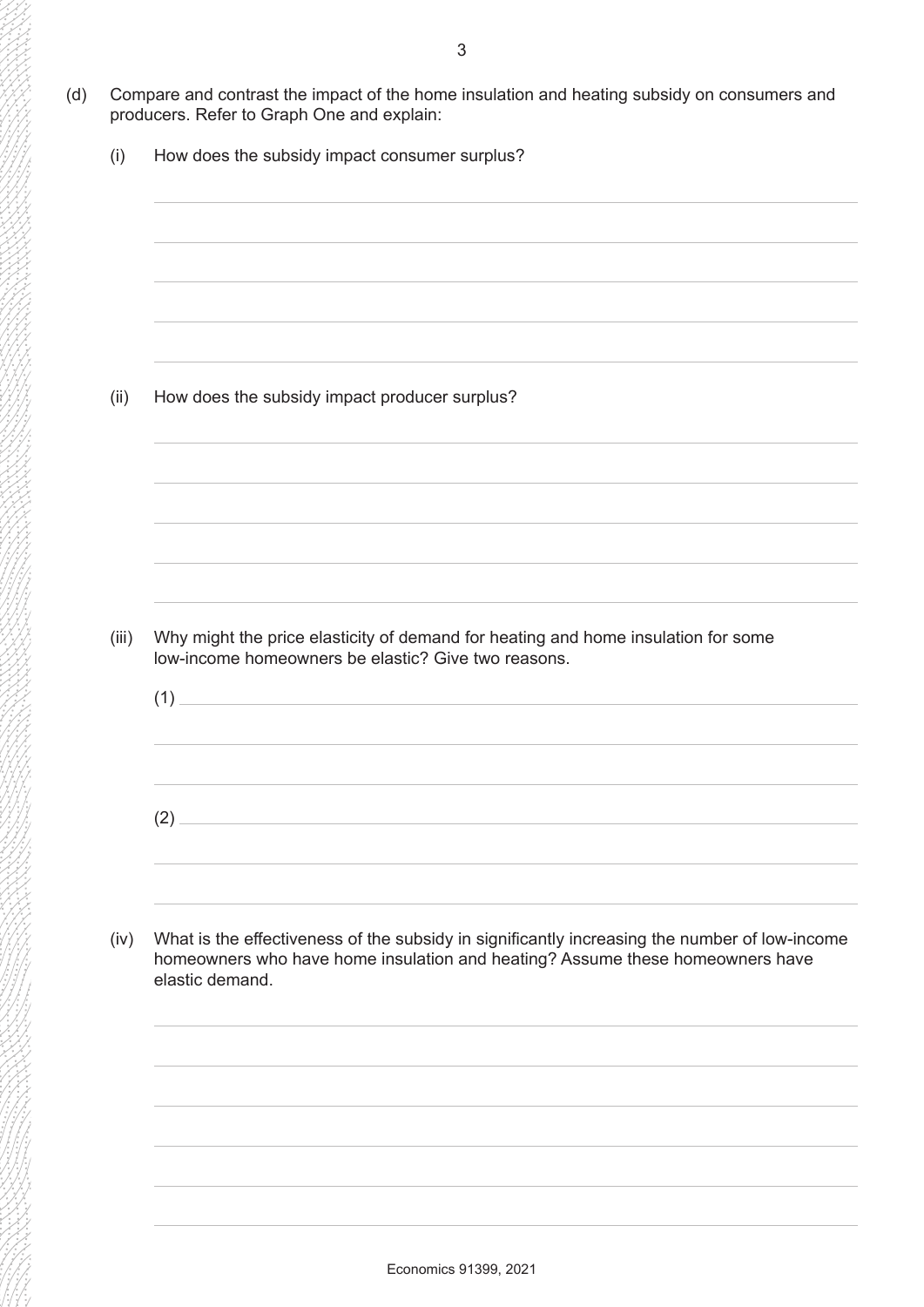(d) Compare and contrast the impact of the home insulation and heating subsidy on consumers and producers. Refer to Graph One and explain:

(i) How does the subsidy impact consumer surplus?

(ii) How does the subsidy impact producer surplus?

(iii) Why might the price elasticity of demand for heating and home insulation for some low-income homeowners be elastic? Give two reasons.

(1)

(2)

(iv) What is the effectiveness of the subsidy in significantly increasing the number of low-income homeowners who have home insulation and heating? Assume these homeowners have elastic demand.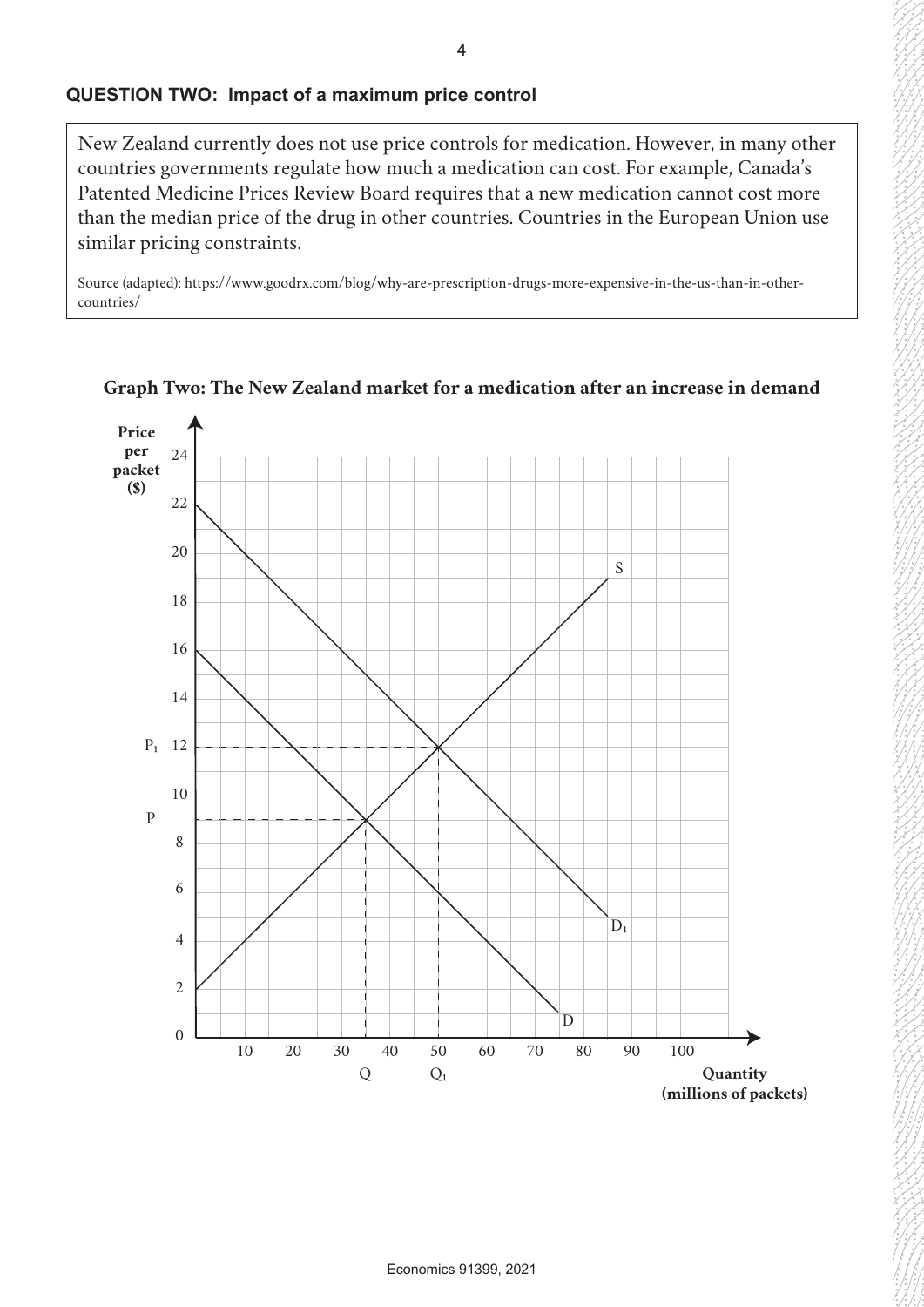## QUESTION TWO: Impact of a maximum price control

New Zealand currently does not use price controls for medication. However, in many other countries governments regulate how much a medication can cost. For example, Canada's Patented Medicine Prices Review Board requires that a new medication cannot cost more than the median price of the drug in other countries. Countries in the European Union use similar pricing constraints.

Source (adapted): https://www.goodrx.com/blog/why-are-prescription-drugs-more-expensive-in-the-us-than-in-other-countries/

**Graph Two: The New Zealand market for a medication after an increase in demand**

Price per packet ($)

$P_1$ 12

P

Q $Q_1$

Quantity (millions of packets)

S, D, $D_1$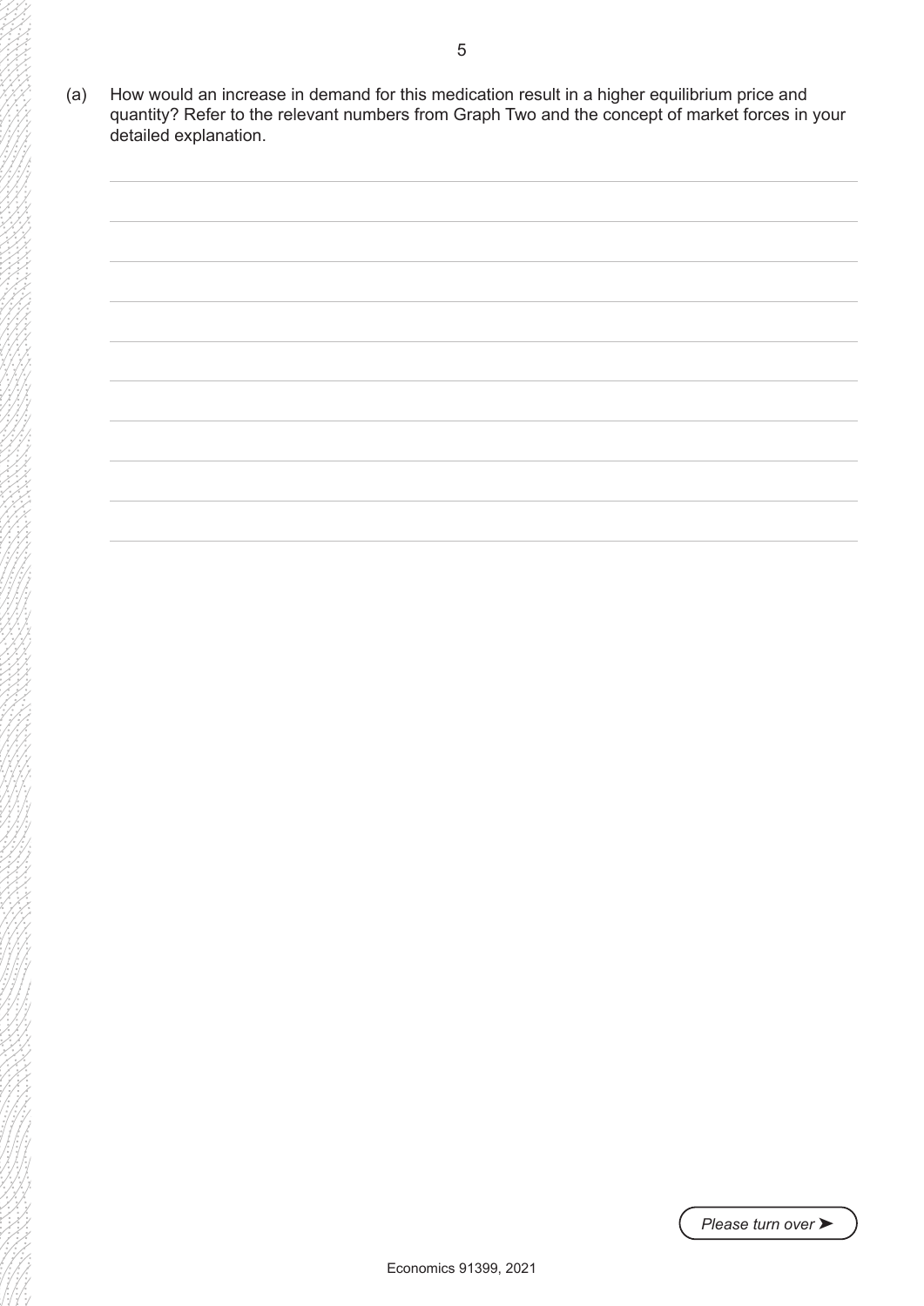(a) How would an increase in demand for this medication result in a higher equilibrium price and quantity? Refer to the relevant numbers from Graph Two and the concept of market forces in your detailed explanation.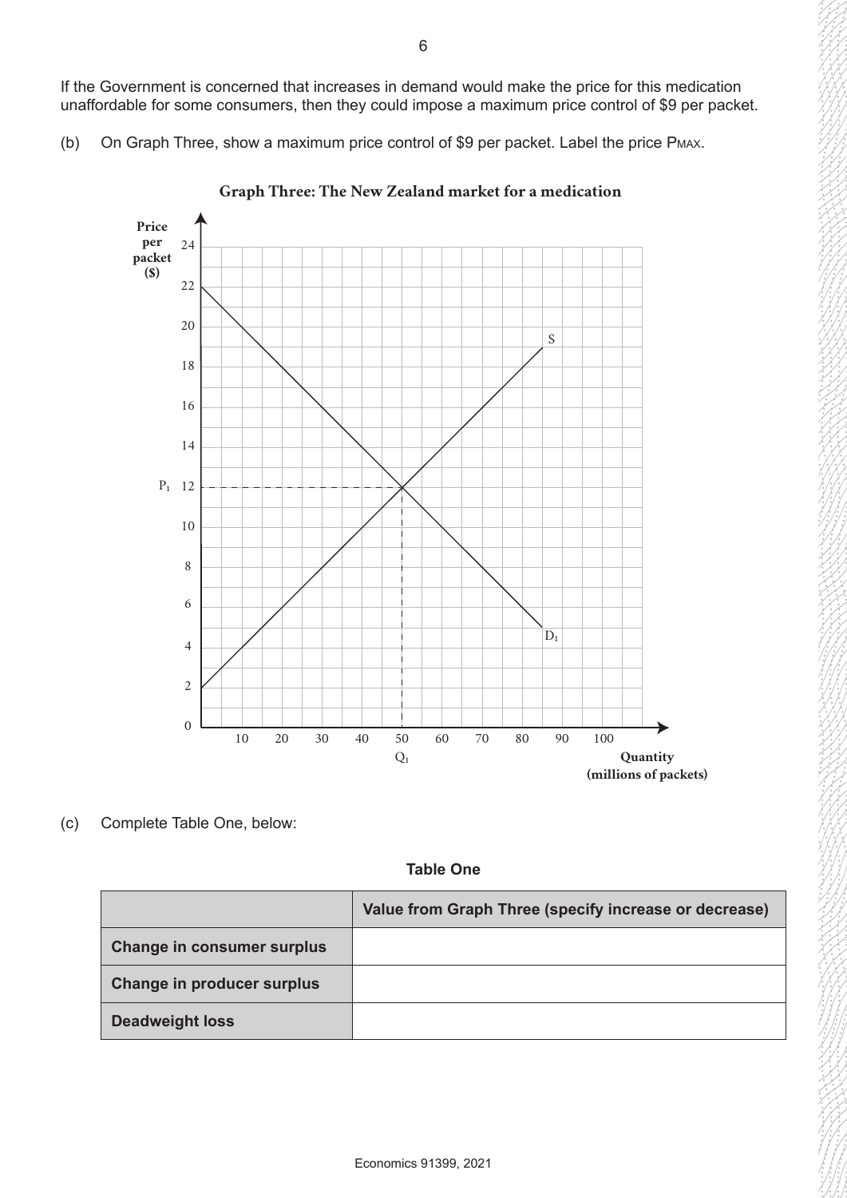If the Government is concerned that increases in demand would make the price for this medication unaffordable for some consumers, then they could impose a maximum price control of \$9 per packet.

(b) On Graph Three, show a maximum price control of \$9 per packet. Label the price $P_{MAX}$.

**Graph Three: The New Zealand market for a medication**

(c) Complete Table One, below:

**Table One**

| | Value from Graph Three (specify increase or decrease) |
|---|---|
| **Change in consumer surplus** | |
| **Change in producer surplus** | |
| **Deadweight loss** | |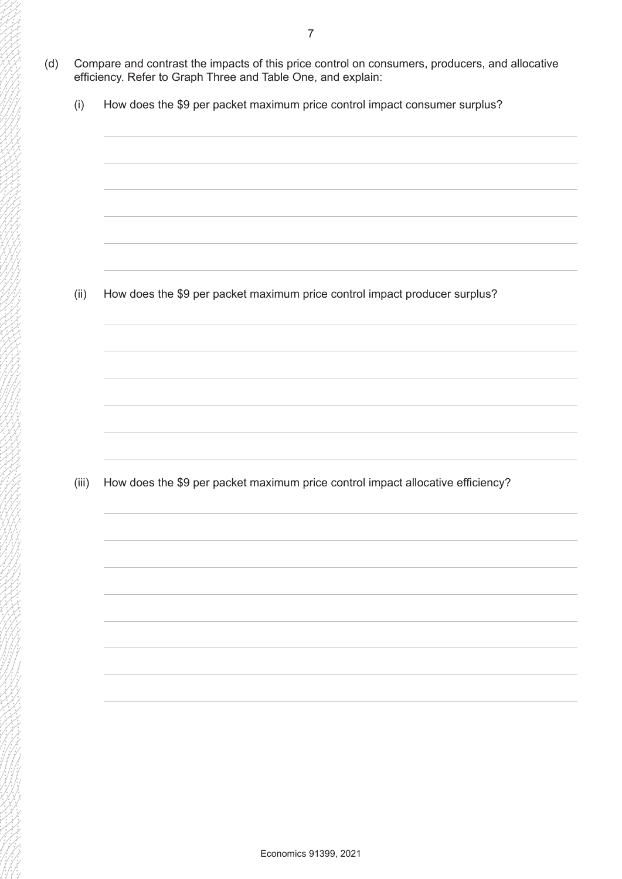(d) Compare and contrast the impacts of this price control on consumers, producers, and allocative efficiency. Refer to Graph Three and Table One, and explain:

(i) How does the $9 per packet maximum price control impact consumer surplus?

(ii) How does the $9 per packet maximum price control impact producer surplus?

(iii) How does the $9 per packet maximum price control impact allocative efficiency?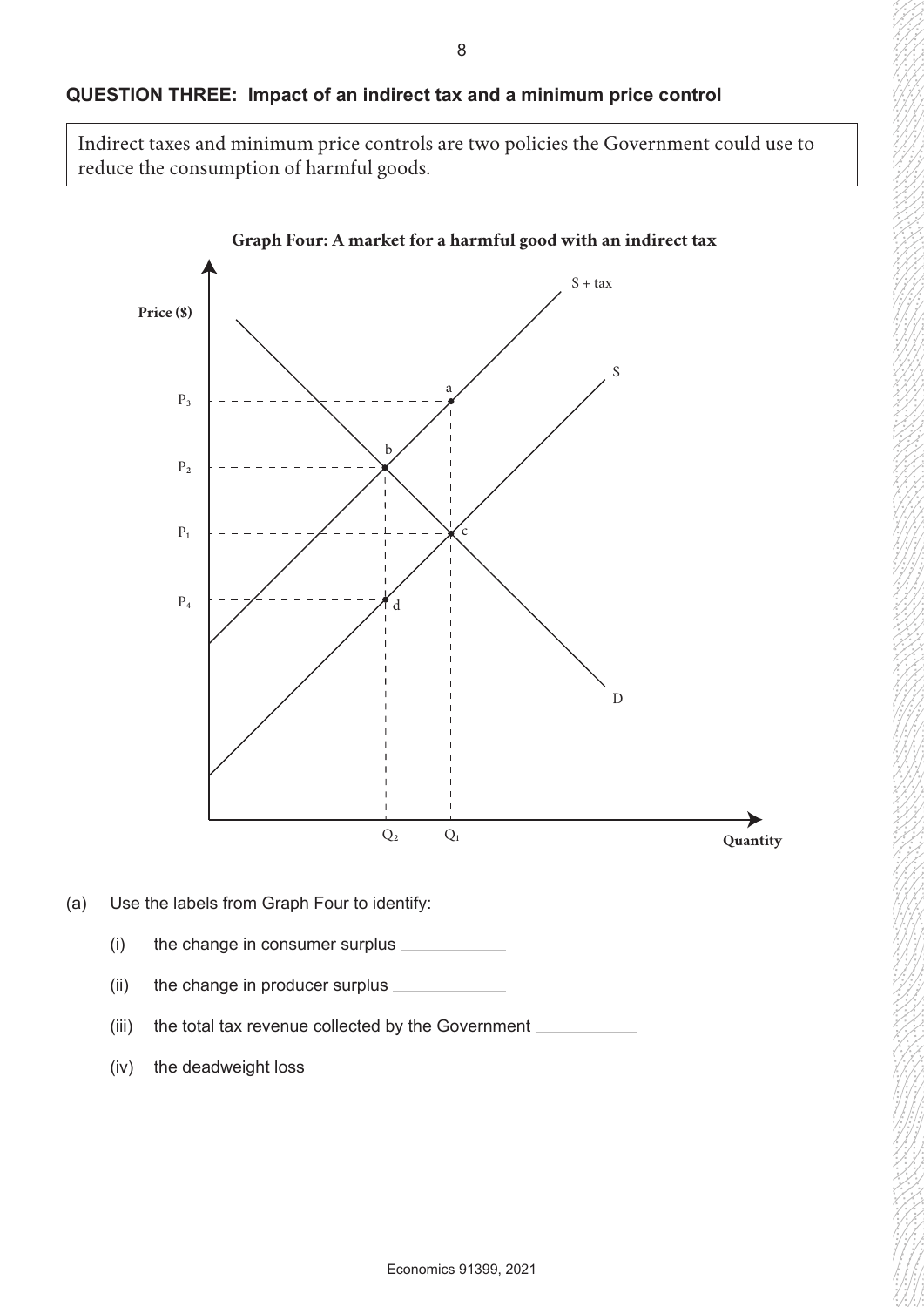## QUESTION THREE: Impact of an indirect tax and a minimum price control

Indirect taxes and minimum price controls are two policies the Government could use to reduce the consumption of harmful goods.

**Graph Four: A market for a harmful good with an indirect tax**

(a) Use the labels from Graph Four to identify:

(i) the change in consumer surplus ____________

(ii) the change in producer surplus ____________

(iii) the total tax revenue collected by the Government ____________

(iv) the deadweight loss ____________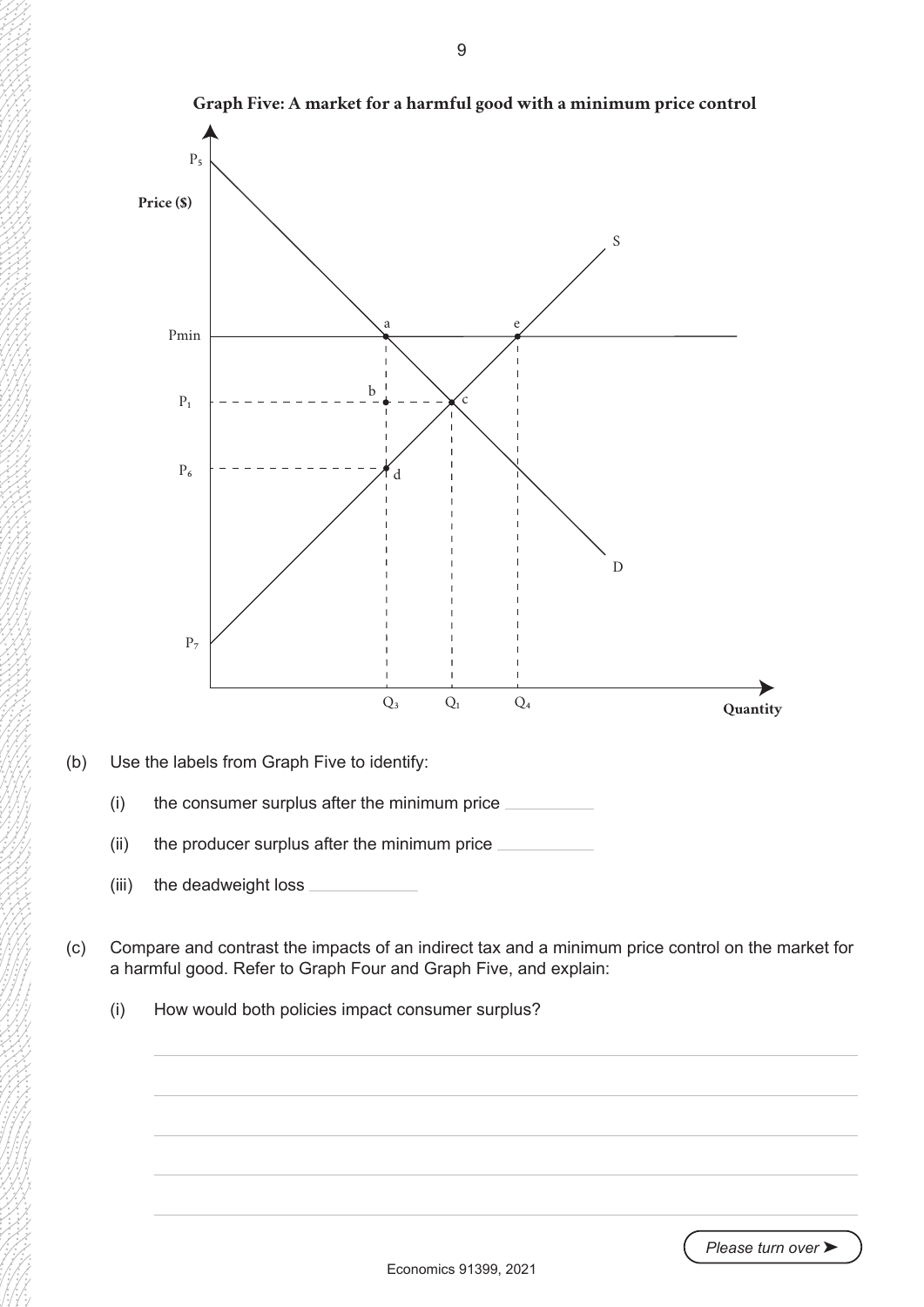**Graph Five: A market for a harmful good with a minimum price control**

(b) Use the labels from Graph Five to identify:

(i) the consumer surplus after the minimum price ____________

(ii) the producer surplus after the minimum price ____________

(iii) the deadweight loss ____________

(c) Compare and contrast the impacts of an indirect tax and a minimum price control on the market for a harmful good. Refer to Graph Four and Graph Five, and explain:

(i) How would both policies impact consumer surplus?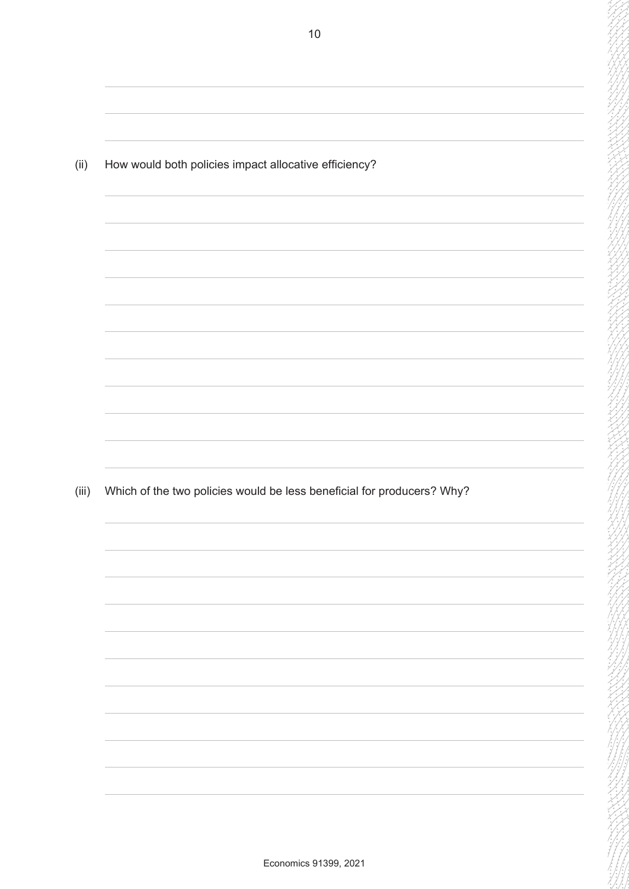(ii) How would both policies impact allocative efficiency?

(iii) Which of the two policies would be less beneficial for producers? Why?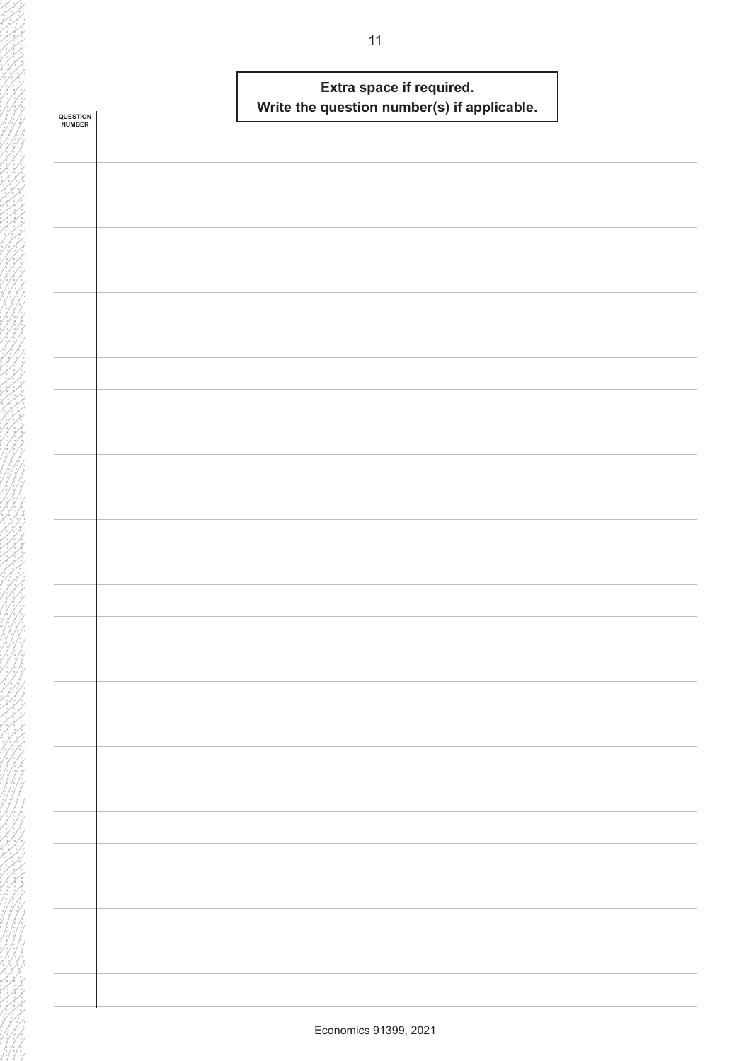**Extra space if required.**
**Write the question number(s) if applicable.**

QUESTION NUMBER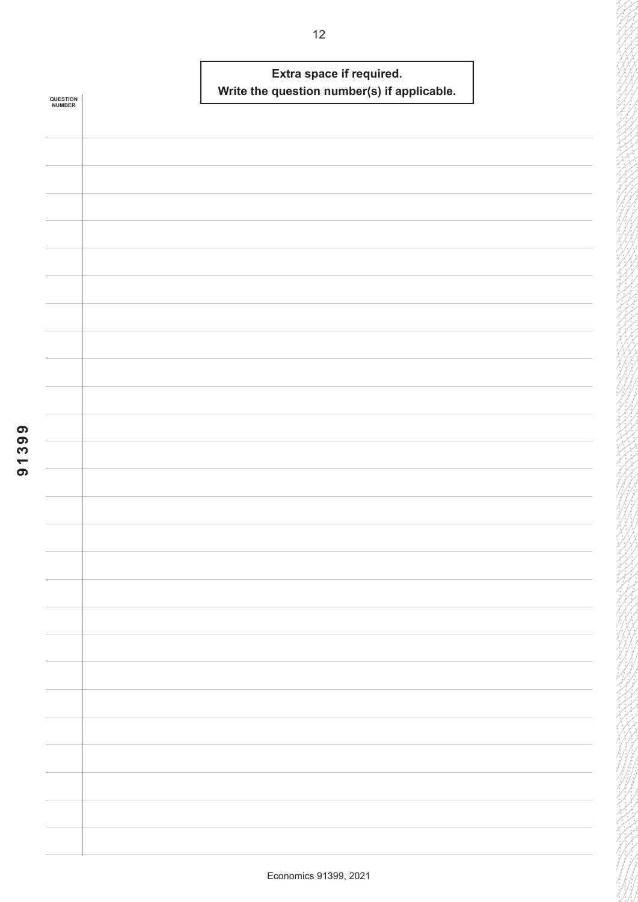**Extra space if required.**
**Write the question number(s) if applicable.**

QUESTION NUMBER